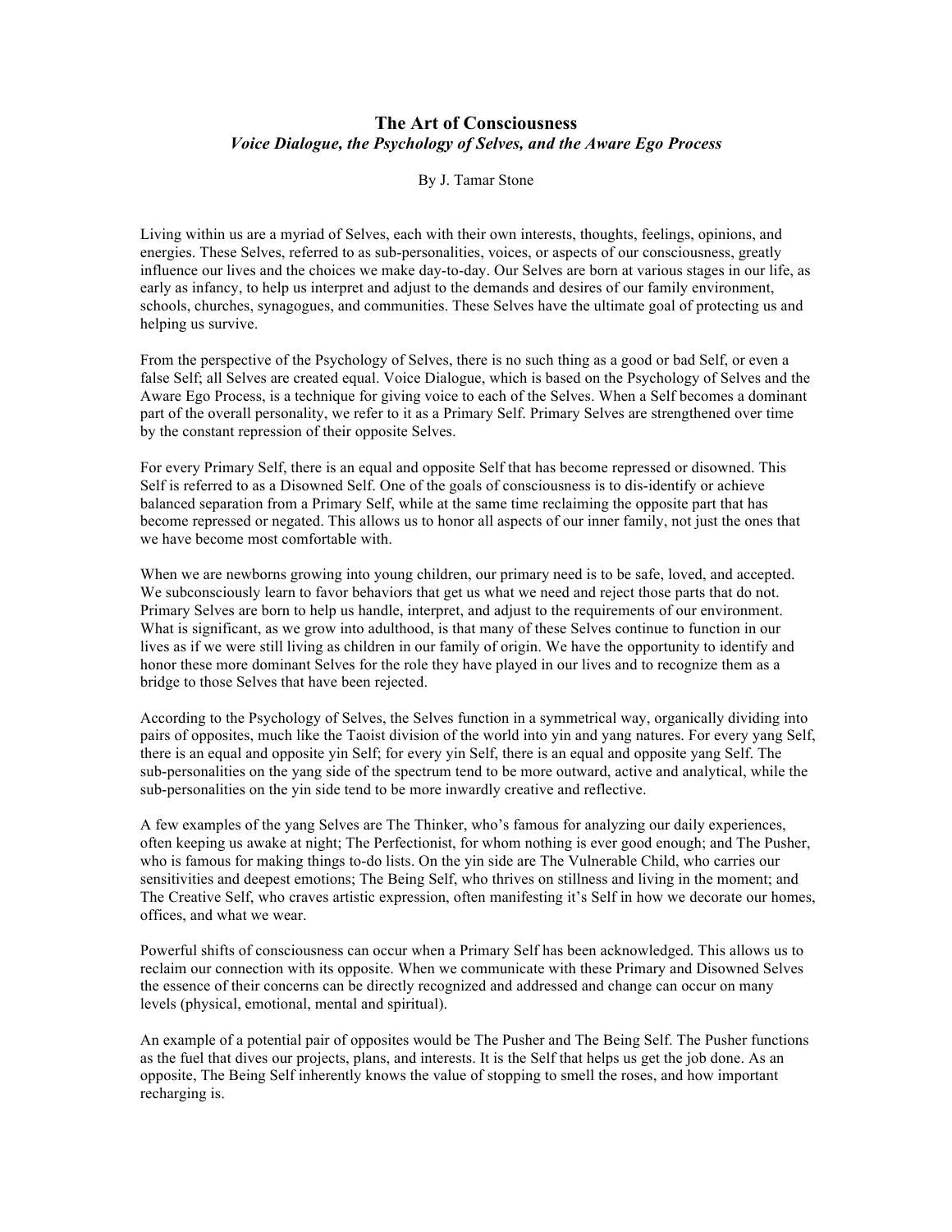# The Art of Consciousness

## *Voice Dialogue, the Psychology of Selves, and the Aware Ego Process*

By J. Tamar Stone

Living within us are a myriad of Selves, each with their own interests, thoughts, feelings, opinions, and energies. These Selves, referred to as sub-personalities, voices, or aspects of our consciousness, greatly influence our lives and the choices we make day-to-day. Our Selves are born at various stages in our life, as early as infancy, to help us interpret and adjust to the demands and desires of our family environment, schools, churches, synagogues, and communities. These Selves have the ultimate goal of protecting us and helping us survive.

From the perspective of the Psychology of Selves, there is no such thing as a good or bad Self, or even a false Self; all Selves are created equal. Voice Dialogue, which is based on the Psychology of Selves and the Aware Ego Process, is a technique for giving voice to each of the Selves. When a Self becomes a dominant part of the overall personality, we refer to it as a Primary Self. Primary Selves are strengthened over time by the constant repression of their opposite Selves.

For every Primary Self, there is an equal and opposite Self that has become repressed or disowned. This Self is referred to as a Disowned Self. One of the goals of consciousness is to dis-identify or achieve balanced separation from a Primary Self, while at the same time reclaiming the opposite part that has become repressed or negated. This allows us to honor all aspects of our inner family, not just the ones that we have become most comfortable with.

When we are newborns growing into young children, our primary need is to be safe, loved, and accepted. We subconsciously learn to favor behaviors that get us what we need and reject those parts that do not. Primary Selves are born to help us handle, interpret, and adjust to the requirements of our environment. What is significant, as we grow into adulthood, is that many of these Selves continue to function in our lives as if we were still living as children in our family of origin. We have the opportunity to identify and honor these more dominant Selves for the role they have played in our lives and to recognize them as a bridge to those Selves that have been rejected.

According to the Psychology of Selves, the Selves function in a symmetrical way, organically dividing into pairs of opposites, much like the Taoist division of the world into yin and yang natures. For every yang Self, there is an equal and opposite yin Self; for every yin Self, there is an equal and opposite yang Self. The sub-personalities on the yang side of the spectrum tend to be more outward, active and analytical, while the sub-personalities on the yin side tend to be more inwardly creative and reflective.

A few examples of the yang Selves are The Thinker, who's famous for analyzing our daily experiences, often keeping us awake at night; The Perfectionist, for whom nothing is ever good enough; and The Pusher, who is famous for making things to-do lists. On the yin side are The Vulnerable Child, who carries our sensitivities and deepest emotions; The Being Self, who thrives on stillness and living in the moment; and The Creative Self, who craves artistic expression, often manifesting it's Self in how we decorate our homes, offices, and what we wear.

Powerful shifts of consciousness can occur when a Primary Self has been acknowledged. This allows us to reclaim our connection with its opposite. When we communicate with these Primary and Disowned Selves the essence of their concerns can be directly recognized and addressed and change can occur on many levels (physical, emotional, mental and spiritual).

An example of a potential pair of opposites would be The Pusher and The Being Self. The Pusher functions as the fuel that dives our projects, plans, and interests. It is the Self that helps us get the job done. As an opposite, The Being Self inherently knows the value of stopping to smell the roses, and how important recharging is.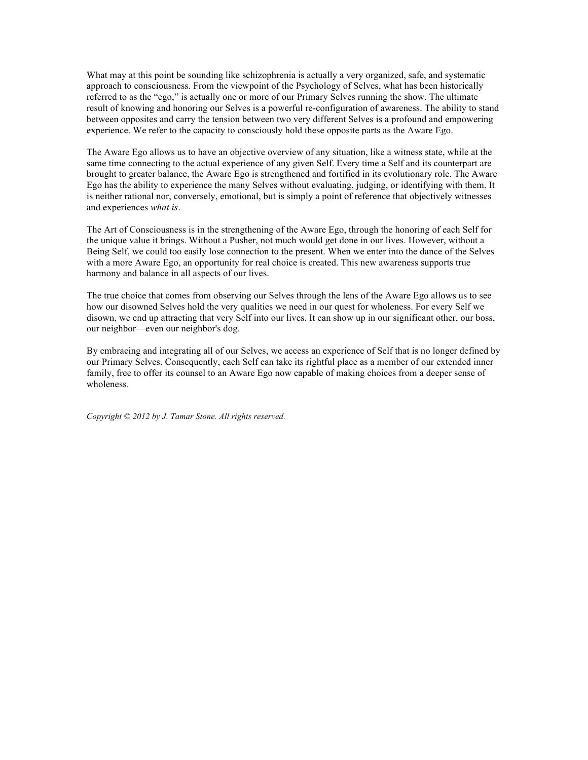What may at this point be sounding like schizophrenia is actually a very organized, safe, and systematic approach to consciousness. From the viewpoint of the Psychology of Selves, what has been historically referred to as the "ego," is actually one or more of our Primary Selves running the show. The ultimate result of knowing and honoring our Selves is a powerful re-configuration of awareness. The ability to stand between opposites and carry the tension between two very different Selves is a profound and empowering experience. We refer to the capacity to consciously hold these opposite parts as the Aware Ego.

The Aware Ego allows us to have an objective overview of any situation, like a witness state, while at the same time connecting to the actual experience of any given Self. Every time a Self and its counterpart are brought to greater balance, the Aware Ego is strengthened and fortified in its evolutionary role. The Aware Ego has the ability to experience the many Selves without evaluating, judging, or identifying with them. It is neither rational nor, conversely, emotional, but is simply a point of reference that objectively witnesses and experiences *what is*.

The Art of Consciousness is in the strengthening of the Aware Ego, through the honoring of each Self for the unique value it brings. Without a Pusher, not much would get done in our lives. However, without a Being Self, we could too easily lose connection to the present. When we enter into the dance of the Selves with a more Aware Ego, an opportunity for real choice is created. This new awareness supports true harmony and balance in all aspects of our lives.

The true choice that comes from observing our Selves through the lens of the Aware Ego allows us to see how our disowned Selves hold the very qualities we need in our quest for wholeness. For every Self we disown, we end up attracting that very Self into our lives. It can show up in our significant other, our boss, our neighbor—even our neighbor's dog.

By embracing and integrating all of our Selves, we access an experience of Self that is no longer defined by our Primary Selves. Consequently, each Self can take its rightful place as a member of our extended inner family, free to offer its counsel to an Aware Ego now capable of making choices from a deeper sense of wholeness.

*Copyright © 2012 by J. Tamar Stone. All rights reserved.*